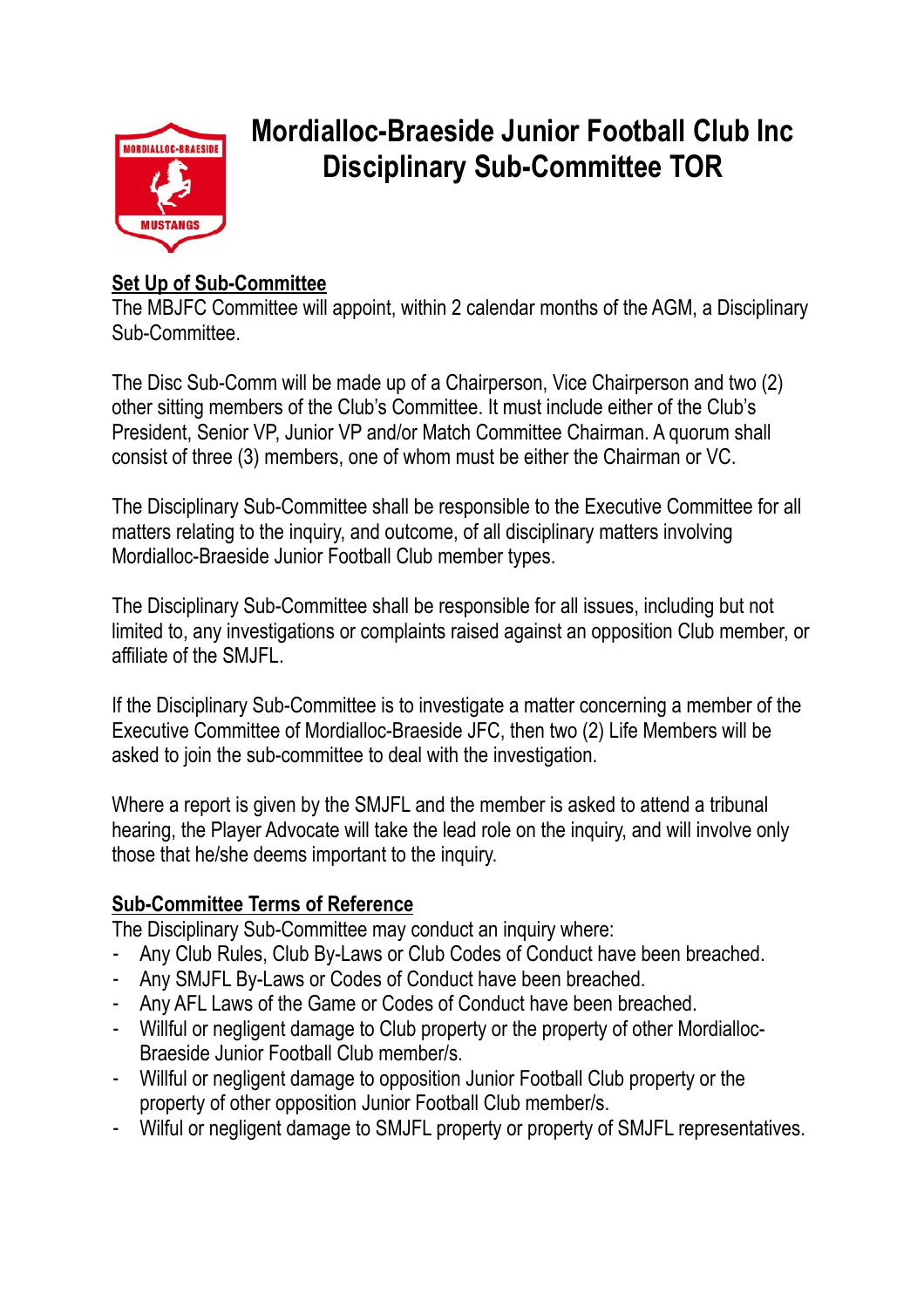# Mordialloc-Braeside Junior Football Club Inc
# Disciplinary Sub-Committee TOR

## Set Up of Sub-Committee

The MBJFC Committee will appoint, within 2 calendar months of the AGM, a Disciplinary Sub-Committee.

The Disc Sub-Comm will be made up of a Chairperson, Vice Chairperson and two (2) other sitting members of the Club's Committee. It must include either of the Club's President, Senior VP, Junior VP and/or Match Committee Chairman. A quorum shall consist of three (3) members, one of whom must be either the Chairman or VC.

The Disciplinary Sub-Committee shall be responsible to the Executive Committee for all matters relating to the inquiry, and outcome, of all disciplinary matters involving Mordialloc-Braeside Junior Football Club member types.

The Disciplinary Sub-Committee shall be responsible for all issues, including but not limited to, any investigations or complaints raised against an opposition Club member, or affiliate of the SMJFL.

If the Disciplinary Sub-Committee is to investigate a matter concerning a member of the Executive Committee of Mordialloc-Braeside JFC, then two (2) Life Members will be asked to join the sub-committee to deal with the investigation.

Where a report is given by the SMJFL and the member is asked to attend a tribunal hearing, the Player Advocate will take the lead role on the inquiry, and will involve only those that he/she deems important to the inquiry.

## Sub-Committee Terms of Reference

The Disciplinary Sub-Committee may conduct an inquiry where:

- Any Club Rules, Club By-Laws or Club Codes of Conduct have been breached.
- Any SMJFL By-Laws or Codes of Conduct have been breached.
- Any AFL Laws of the Game or Codes of Conduct have been breached.
- Willful or negligent damage to Club property or the property of other Mordialloc-Braeside Junior Football Club member/s.
- Willful or negligent damage to opposition Junior Football Club property or the property of other opposition Junior Football Club member/s.
- Wilful or negligent damage to SMJFL property or property of SMJFL representatives.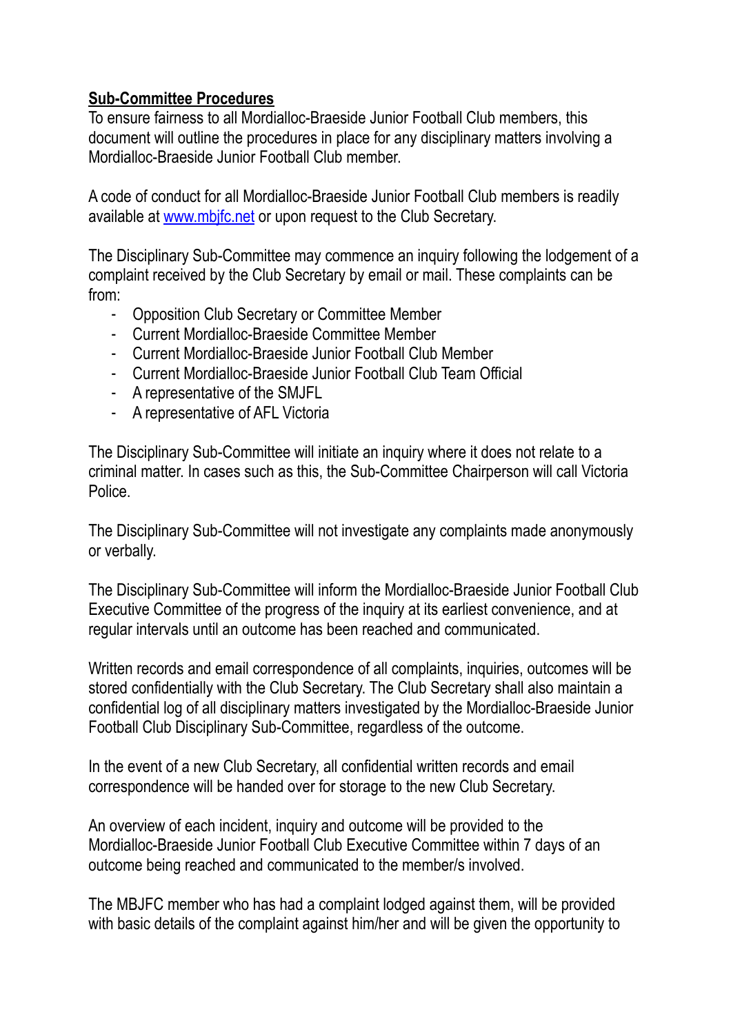**Sub-Committee Procedures**

To ensure fairness to all Mordialloc-Braeside Junior Football Club members, this document will outline the procedures in place for any disciplinary matters involving a Mordialloc-Braeside Junior Football Club member.

A code of conduct for all Mordialloc-Braeside Junior Football Club members is readily available at [www.mbjfc.net](http://www.mbjfc.net) or upon request to the Club Secretary.

The Disciplinary Sub-Committee may commence an inquiry following the lodgement of a complaint received by the Club Secretary by email or mail. These complaints can be from:

- Opposition Club Secretary or Committee Member
- Current Mordialloc-Braeside Committee Member
- Current Mordialloc-Braeside Junior Football Club Member
- Current Mordialloc-Braeside Junior Football Club Team Official
- A representative of the SMJFL
- A representative of AFL Victoria

The Disciplinary Sub-Committee will initiate an inquiry where it does not relate to a criminal matter. In cases such as this, the Sub-Committee Chairperson will call Victoria Police.

The Disciplinary Sub-Committee will not investigate any complaints made anonymously or verbally.

The Disciplinary Sub-Committee will inform the Mordialloc-Braeside Junior Football Club Executive Committee of the progress of the inquiry at its earliest convenience, and at regular intervals until an outcome has been reached and communicated.

Written records and email correspondence of all complaints, inquiries, outcomes will be stored confidentially with the Club Secretary. The Club Secretary shall also maintain a confidential log of all disciplinary matters investigated by the Mordialloc-Braeside Junior Football Club Disciplinary Sub-Committee, regardless of the outcome.

In the event of a new Club Secretary, all confidential written records and email correspondence will be handed over for storage to the new Club Secretary.

An overview of each incident, inquiry and outcome will be provided to the Mordialloc-Braeside Junior Football Club Executive Committee within 7 days of an outcome being reached and communicated to the member/s involved.

The MBJFC member who has had a complaint lodged against them, will be provided with basic details of the complaint against him/her and will be given the opportunity to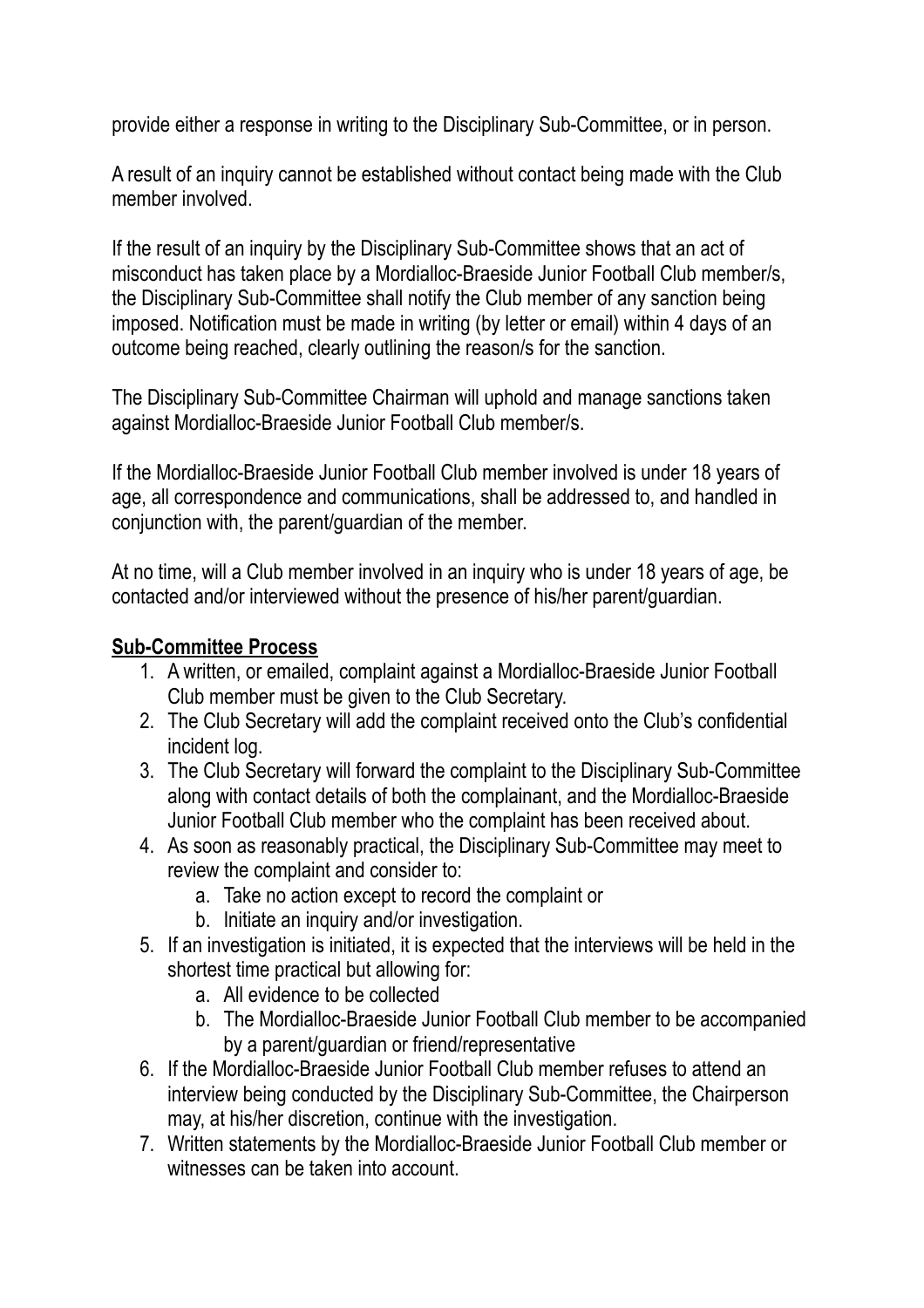provide either a response in writing to the Disciplinary Sub-Committee, or in person.

A result of an inquiry cannot be established without contact being made with the Club member involved.

If the result of an inquiry by the Disciplinary Sub-Committee shows that an act of misconduct has taken place by a Mordialloc-Braeside Junior Football Club member/s, the Disciplinary Sub-Committee shall notify the Club member of any sanction being imposed. Notification must be made in writing (by letter or email) within 4 days of an outcome being reached, clearly outlining the reason/s for the sanction.

The Disciplinary Sub-Committee Chairman will uphold and manage sanctions taken against Mordialloc-Braeside Junior Football Club member/s.

If the Mordialloc-Braeside Junior Football Club member involved is under 18 years of age, all correspondence and communications, shall be addressed to, and handled in conjunction with, the parent/guardian of the member.

At no time, will a Club member involved in an inquiry who is under 18 years of age, be contacted and/or interviewed without the presence of his/her parent/guardian.

**Sub-Committee Process**

1. A written, or emailed, complaint against a Mordialloc-Braeside Junior Football Club member must be given to the Club Secretary.
2. The Club Secretary will add the complaint received onto the Club's confidential incident log.
3. The Club Secretary will forward the complaint to the Disciplinary Sub-Committee along with contact details of both the complainant, and the Mordialloc-Braeside Junior Football Club member who the complaint has been received about.
4. As soon as reasonably practical, the Disciplinary Sub-Committee may meet to review the complaint and consider to:
   a. Take no action except to record the complaint or
   b. Initiate an inquiry and/or investigation.
5. If an investigation is initiated, it is expected that the interviews will be held in the shortest time practical but allowing for:
   a. All evidence to be collected
   b. The Mordialloc-Braeside Junior Football Club member to be accompanied by a parent/guardian or friend/representative
6. If the Mordialloc-Braeside Junior Football Club member refuses to attend an interview being conducted by the Disciplinary Sub-Committee, the Chairperson may, at his/her discretion, continue with the investigation.
7. Written statements by the Mordialloc-Braeside Junior Football Club member or witnesses can be taken into account.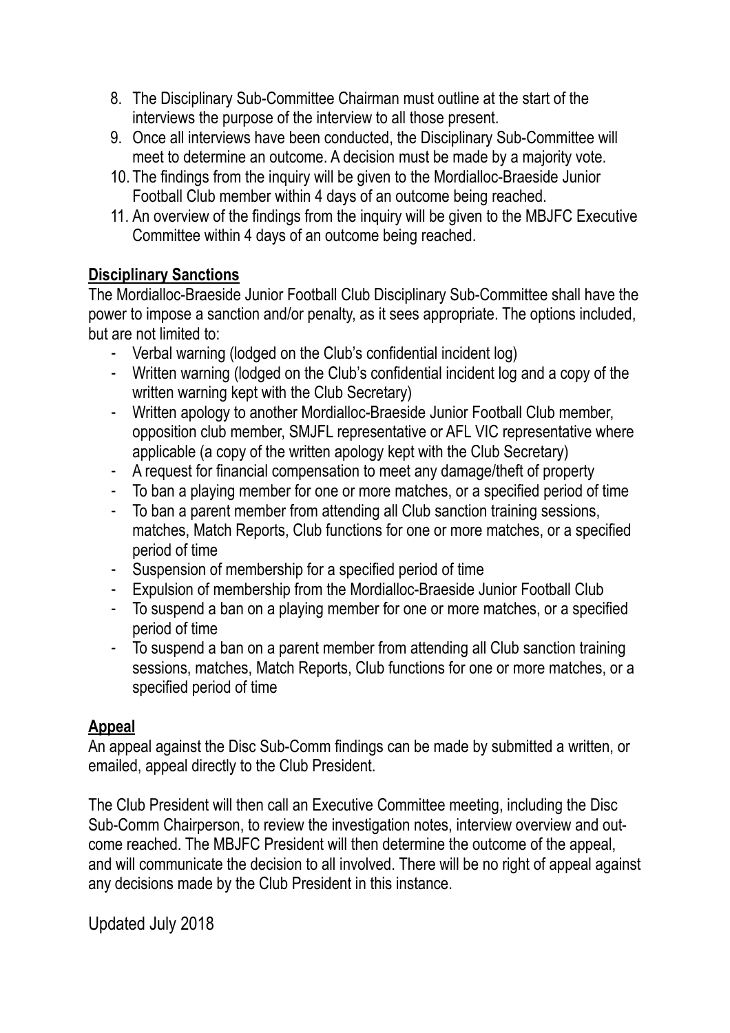8. The Disciplinary Sub-Committee Chairman must outline at the start of the interviews the purpose of the interview to all those present.
9. Once all interviews have been conducted, the Disciplinary Sub-Committee will meet to determine an outcome. A decision must be made by a majority vote.
10. The findings from the inquiry will be given to the Mordialloc-Braeside Junior Football Club member within 4 days of an outcome being reached.
11. An overview of the findings from the inquiry will be given to the MBJFC Executive Committee within 4 days of an outcome being reached.

**<u>Disciplinary Sanctions</u>**

The Mordialloc-Braeside Junior Football Club Disciplinary Sub-Committee shall have the power to impose a sanction and/or penalty, as it sees appropriate. The options included, but are not limited to:

- Verbal warning (lodged on the Club's confidential incident log)
- Written warning (lodged on the Club's confidential incident log and a copy of the written warning kept with the Club Secretary)
- Written apology to another Mordialloc-Braeside Junior Football Club member, opposition club member, SMJFL representative or AFL VIC representative where applicable (a copy of the written apology kept with the Club Secretary)
- A request for financial compensation to meet any damage/theft of property
- To ban a playing member for one or more matches, or a specified period of time
- To ban a parent member from attending all Club sanction training sessions, matches, Match Reports, Club functions for one or more matches, or a specified period of time
- Suspension of membership for a specified period of time
- Expulsion of membership from the Mordialloc-Braeside Junior Football Club
- To suspend a ban on a playing member for one or more matches, or a specified period of time
- To suspend a ban on a parent member from attending all Club sanction training sessions, matches, Match Reports, Club functions for one or more matches, or a specified period of time

**<u>Appeal</u>**

An appeal against the Disc Sub-Comm findings can be made by submitted a written, or emailed, appeal directly to the Club President.

The Club President will then call an Executive Committee meeting, including the Disc Sub-Comm Chairperson, to review the investigation notes, interview overview and out-come reached. The MBJFC President will then determine the outcome of the appeal, and will communicate the decision to all involved. There will be no right of appeal against any decisions made by the Club President in this instance.

Updated July 2018